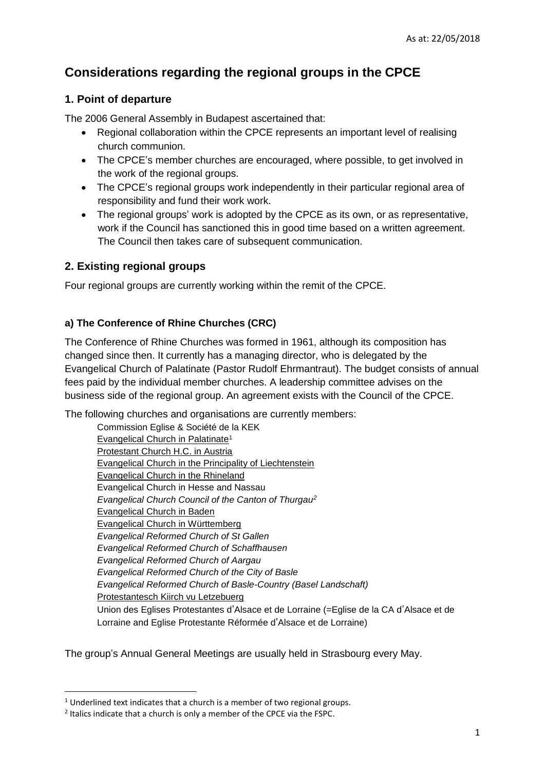As at: 22/05/2018

# Considerations regarding the regional groups in the CPCE

## 1. Point of departure

The 2006 General Assembly in Budapest ascertained that:

- Regional collaboration within the CPCE represents an important level of realising church communion.
- The CPCE's member churches are encouraged, where possible, to get involved in the work of the regional groups.
- The CPCE's regional groups work independently in their particular regional area of responsibility and fund their work work.
- The regional groups' work is adopted by the CPCE as its own, or as representative, work if the Council has sanctioned this in good time based on a written agreement. The Council then takes care of subsequent communication.

## 2. Existing regional groups

Four regional groups are currently working within the remit of the CPCE.

### a) The Conference of Rhine Churches (CRC)

The Conference of Rhine Churches was formed in 1961, although its composition has changed since then. It currently has a managing director, who is delegated by the Evangelical Church of Palatinate (Pastor Rudolf Ehrmantraut). The budget consists of annual fees paid by the individual member churches. A leadership committee advises on the business side of the regional group. An agreement exists with the Council of the CPCE.

The following churches and organisations are currently members:

Commission Eglise & Société de la KEK  
<u>Evangelical Church in Palatinate</u>[1]  
<u>Protestant Church H.C. in Austria</u>  
<u>Evangelical Church in the Principality of Liechtenstein</u>  
<u>Evangelical Church in the Rhineland</u>  
Evangelical Church in Hesse and Nassau  
*Evangelical Church Council of the Canton of Thurgau*[2]  
<u>Evangelical Church in Baden</u>  
<u>Evangelical Church in Württemberg</u>  
*Evangelical Reformed Church of St Gallen*  
*Evangelical Reformed Church of Schaffhausen*  
*Evangelical Reformed Church of Aargau*  
*Evangelical Reformed Church of the City of Basle*  
*Evangelical Reformed Church of Basle-Country (Basel Landschaft)*  
<u>Protestantesch Kiirch vu Letzebuerg</u>  
Union des Eglises Protestantes d'Alsace et de Lorraine (=Eglise de la CA d'Alsace et de Lorraine and Eglise Protestante Réformée d'Alsace et de Lorraine)

The group's Annual General Meetings are usually held in Strasbourg every May.

---

[1] Underlined text indicates that a church is a member of two regional groups.

[2] Italics indicate that a church is only a member of the CPCE via the FSPC.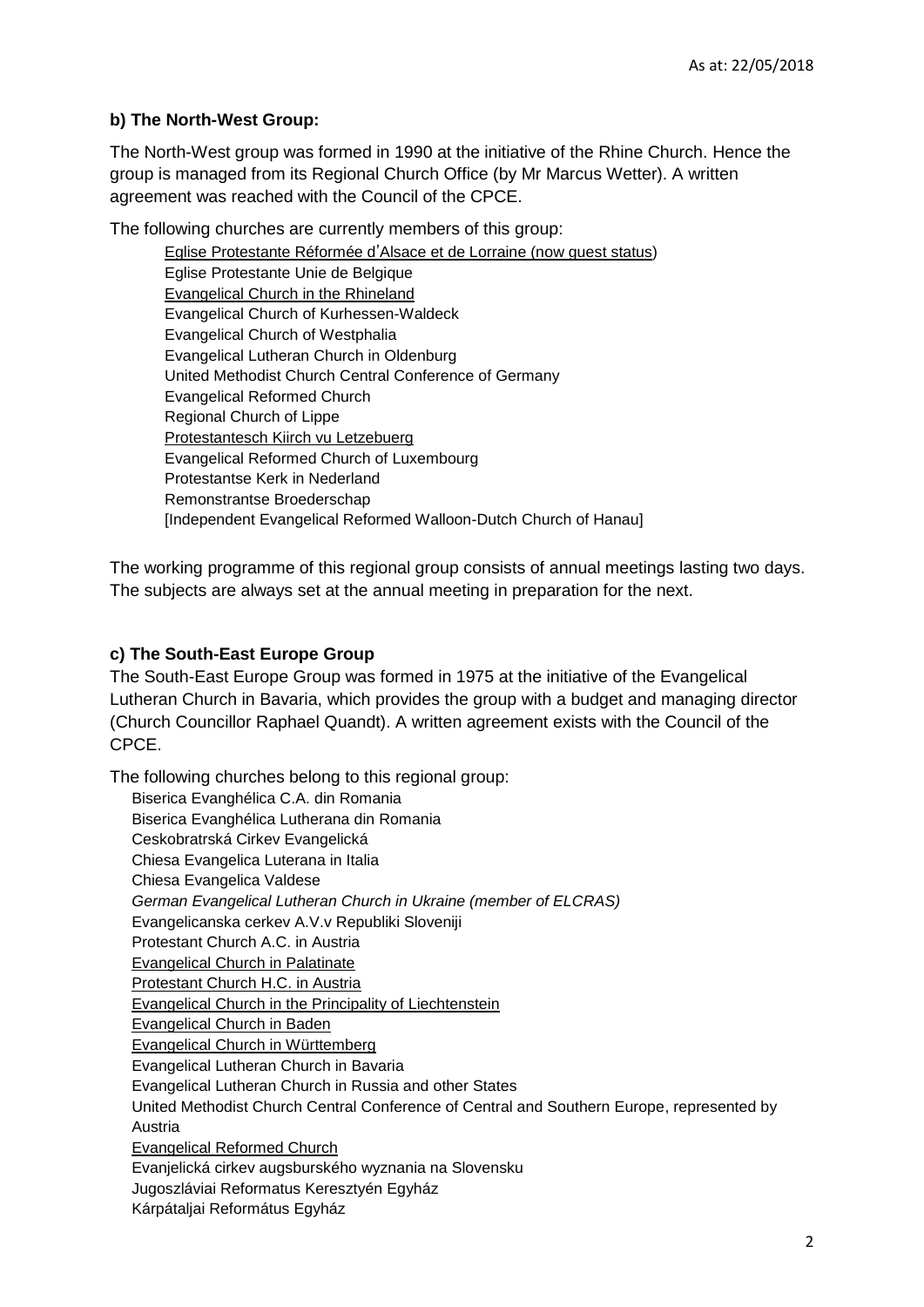As at: 22/05/2018

**b) The North-West Group:**

The North-West group was formed in 1990 at the initiative of the Rhine Church. Hence the group is managed from its Regional Church Office (by Mr Marcus Wetter). A written agreement was reached with the Council of the CPCE.

The following churches are currently members of this group:

- Eglise Protestante Réformée d'Alsace et de Lorraine (now guest status)
- Eglise Protestante Unie de Belgique
- Evangelical Church in the Rhineland
- Evangelical Church of Kurhessen-Waldeck
- Evangelical Church of Westphalia
- Evangelical Lutheran Church in Oldenburg
- United Methodist Church Central Conference of Germany
- Evangelical Reformed Church
- Regional Church of Lippe
- Protestantesch Kiirch vu Letzebuerg
- Evangelical Reformed Church of Luxembourg
- Protestantse Kerk in Nederland
- Remonstrantse Broederschap
- [Independent Evangelical Reformed Walloon-Dutch Church of Hanau]

The working programme of this regional group consists of annual meetings lasting two days. The subjects are always set at the annual meeting in preparation for the next.

**c) The South-East Europe Group**

The South-East Europe Group was formed in 1975 at the initiative of the Evangelical Lutheran Church in Bavaria, which provides the group with a budget and managing director (Church Councillor Raphael Quandt). A written agreement exists with the Council of the CPCE.

The following churches belong to this regional group:

- Biserica Evanghélica C.A. din Romania
- Biserica Evanghélica Lutherana din Romania
- Ceskobratrská Cirkev Evangelická
- Chiesa Evangelica Luterana in Italia
- Chiesa Evangelica Valdese
- *German Evangelical Lutheran Church in Ukraine (member of ELCRAS)*
- Evangelicanska cerkev A.V.v Republiki Sloveniji
- Protestant Church A.C. in Austria
- Evangelical Church in Palatinate
- Protestant Church H.C. in Austria
- Evangelical Church in the Principality of Liechtenstein
- Evangelical Church in Baden
- Evangelical Church in Württemberg
- Evangelical Lutheran Church in Bavaria
- Evangelical Lutheran Church in Russia and other States
- United Methodist Church Central Conference of Central and Southern Europe, represented by Austria
- Evangelical Reformed Church
- Evanjelická cirkev augsburského wyznania na Slovensku
- Jugoszláviai Reformatus Keresztyén Egyház
- Kárpátaljai Református Egyház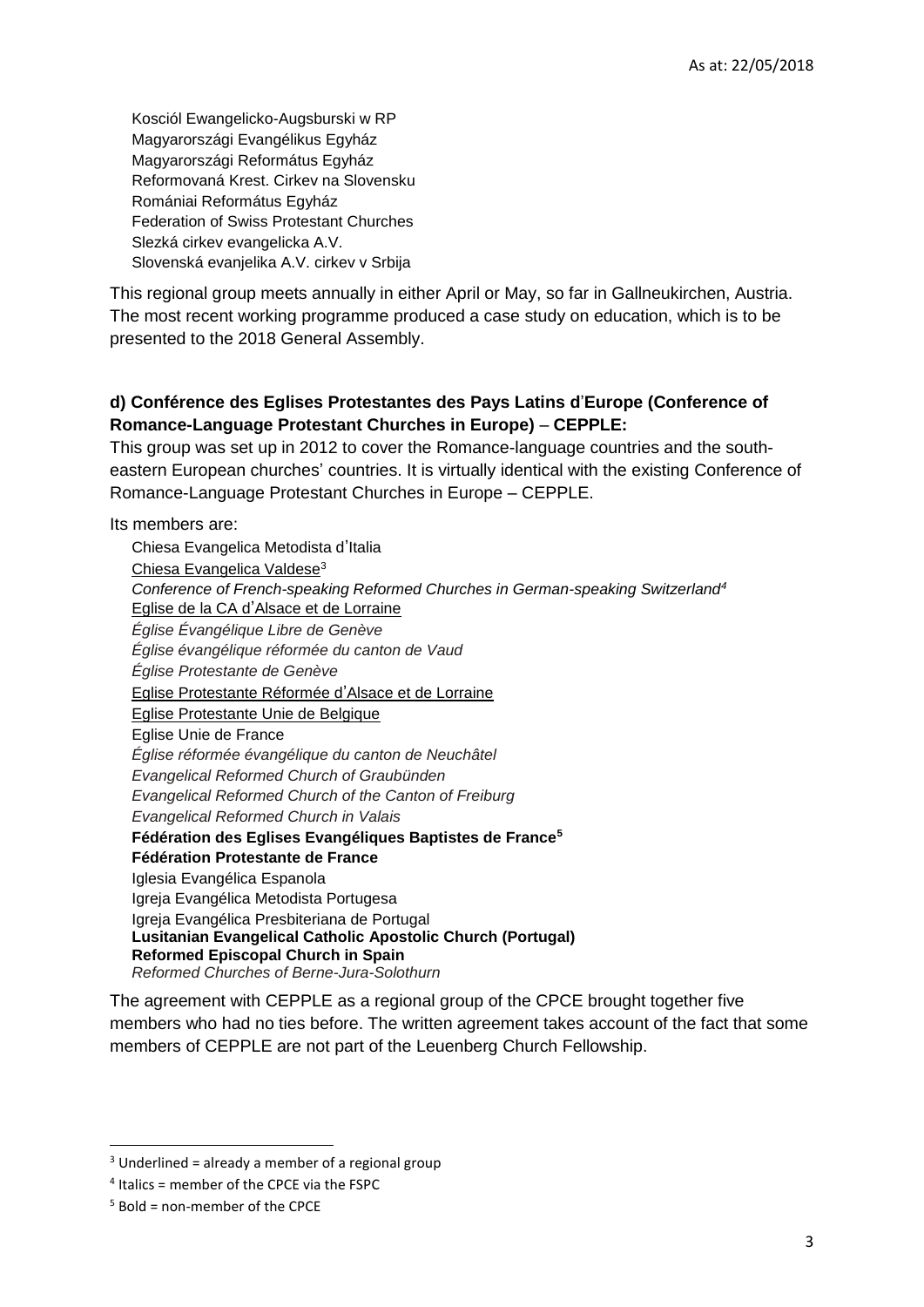Kosciól Ewangelicko-Augsburski w RP
Magyarországi Evangélikus Egyház
Magyarországi Református Egyház
Reformovaná Krest. Cirkev na Slovensku
Romániai Református Egyház
Federation of Swiss Protestant Churches
Slezká cirkev evangelicka A.V.
Slovenská evanjelika A.V. cirkev v Srbija

This regional group meets annually in either April or May, so far in Gallneukirchen, Austria. The most recent working programme produced a case study on education, which is to be presented to the 2018 General Assembly.

**d) Conférence des Eglises Protestantes des Pays Latins d'Europe (Conference of Romance-Language Protestant Churches in Europe) – CEPPLE:**

This group was set up in 2012 to cover the Romance-language countries and the south-eastern European churches' countries. It is virtually identical with the existing Conference of Romance-Language Protestant Churches in Europe – CEPPLE.

Its members are:

Chiesa Evangelica Metodista d'Italia
<u>Chiesa Evangelica Valdese</u>[3]
*Conference of French-speaking Reformed Churches in German-speaking Switzerland*[4]
<u>Eglise de la CA d'Alsace et de Lorraine</u>
*Église Évangélique Libre de Genève*
*Église évangélique réformée du canton de Vaud*
*Église Protestante de Genève*
<u>Eglise Protestante Réformée d'Alsace et de Lorraine</u>
<u>Eglise Protestante Unie de Belgique</u>
Eglise Unie de France
*Église réformée évangélique du canton de Neuchâtel*
*Evangelical Reformed Church of Graubünden*
*Evangelical Reformed Church of the Canton of Freiburg*
*Evangelical Reformed Church in Valais*
**Fédération des Eglises Evangéliques Baptistes de France**[5]
**Fédération Protestante de France**
Iglesia Evangélica Espanola
Igreja Evangélica Metodista Portugesa
Igreja Evangélica Presbiteriana de Portugal
**Lusitanian Evangelical Catholic Apostolic Church (Portugal)**
**Reformed Episcopal Church in Spain**
*Reformed Churches of Berne-Jura-Solothurn*

The agreement with CEPPLE as a regional group of the CPCE brought together five members who had no ties before. The written agreement takes account of the fact that some members of CEPPLE are not part of the Leuenberg Church Fellowship.

---

[3] Underlined = already a member of a regional group

[4] Italics = member of the CPCE via the FSPC

[5] Bold = non-member of the CPCE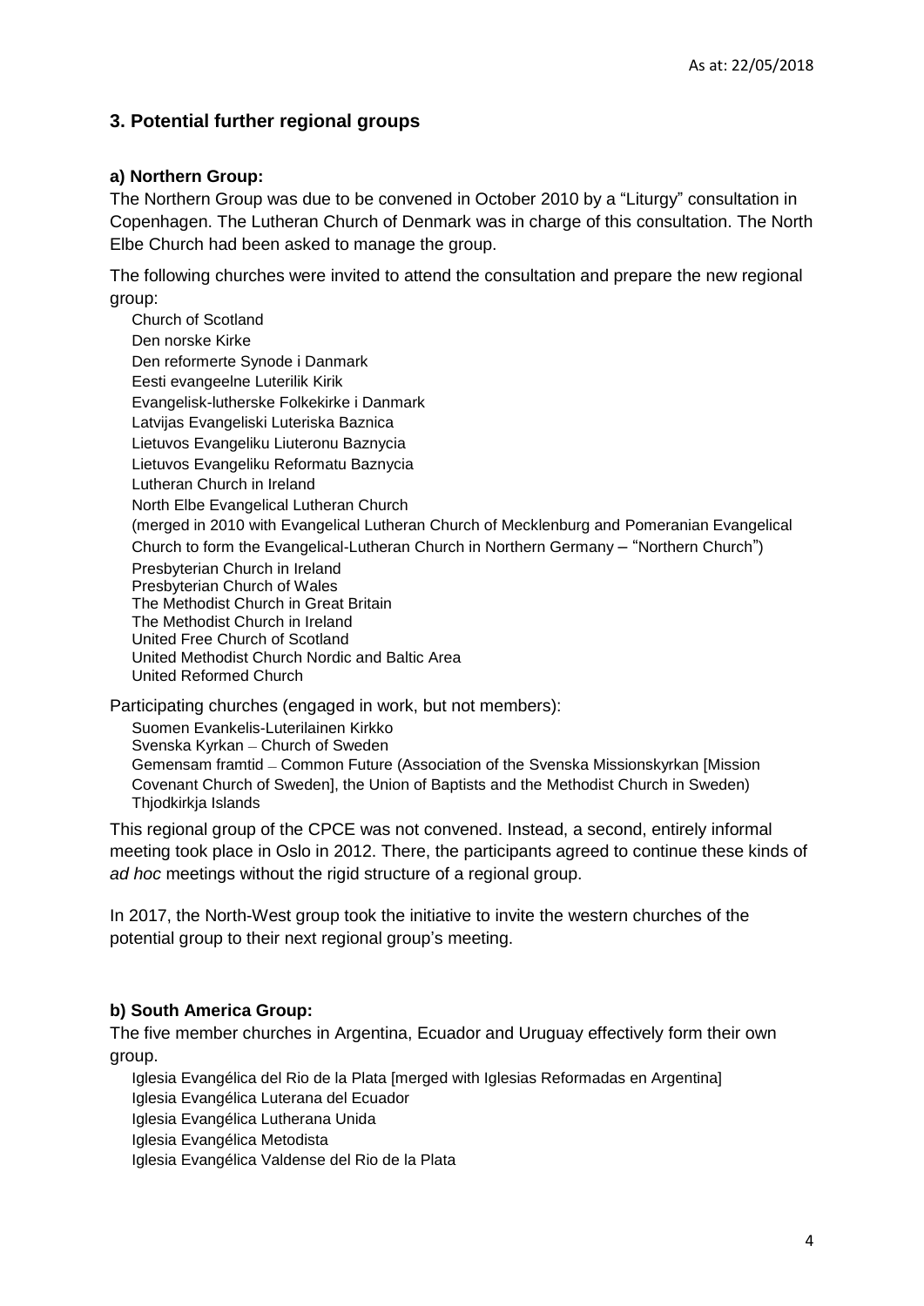## 3. Potential further regional groups

### a) Northern Group:

The Northern Group was due to be convened in October 2010 by a "Liturgy" consultation in Copenhagen. The Lutheran Church of Denmark was in charge of this consultation. The North Elbe Church had been asked to manage the group.

The following churches were invited to attend the consultation and prepare the new regional group:

- Church of Scotland
- Den norske Kirke
- Den reformerte Synode i Danmark
- Eesti evangeelne Luterilik Kirik
- Evangelisk-lutherske Folkekirke i Danmark
- Latvijas Evangeliski Luteriska Baznica
- Lietuvos Evangeliku Liuteronu Baznycia
- Lietuvos Evangeliku Reformatu Baznycia
- Lutheran Church in Ireland
- North Elbe Evangelical Lutheran Church  
  (merged in 2010 with Evangelical Lutheran Church of Mecklenburg and Pomeranian Evangelical Church to form the Evangelical-Lutheran Church in Northern Germany – "Northern Church")
- Presbyterian Church in Ireland
- Presbyterian Church of Wales
- The Methodist Church in Great Britain
- The Methodist Church in Ireland
- United Free Church of Scotland
- United Methodist Church Nordic and Baltic Area
- United Reformed Church

Participating churches (engaged in work, but not members):

- Suomen Evankelis-Luterilainen Kirkko
- Svenska Kyrkan – Church of Sweden
- Gemensam framtid – Common Future (Association of the Svenska Missionskyrkan [Mission Covenant Church of Sweden], the Union of Baptists and the Methodist Church in Sweden)
- Thjodkirkja Islands

This regional group of the CPCE was not convened. Instead, a second, entirely informal meeting took place in Oslo in 2012. There, the participants agreed to continue these kinds of *ad hoc* meetings without the rigid structure of a regional group.

In 2017, the North-West group took the initiative to invite the western churches of the potential group to their next regional group's meeting.

### b) South America Group:

The five member churches in Argentina, Ecuador and Uruguay effectively form their own group.

- Iglesia Evangélica del Rio de la Plata [merged with Iglesias Reformadas en Argentina]
- Iglesia Evangélica Luterana del Ecuador
- Iglesia Evangélica Lutherana Unida
- Iglesia Evangélica Metodista
- Iglesia Evangélica Valdense del Rio de la Plata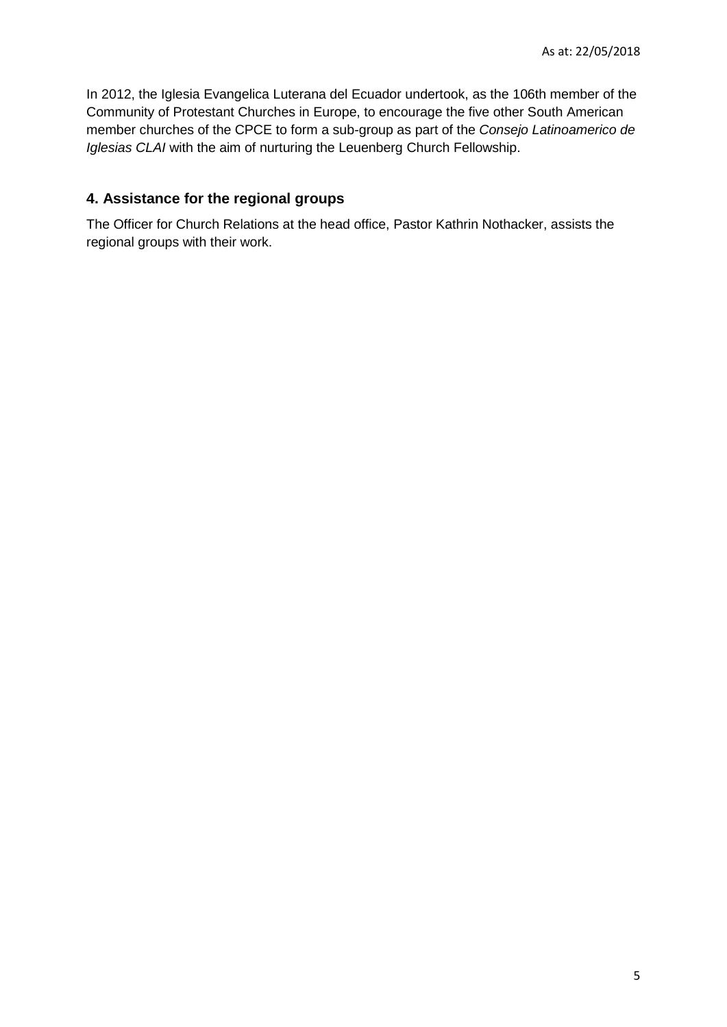In 2012, the Iglesia Evangelica Luterana del Ecuador undertook, as the 106th member of the Community of Protestant Churches in Europe, to encourage the five other South American member churches of the CPCE to form a sub-group as part of the *Consejo Latinoamerico de Iglesias CLAI* with the aim of nurturing the Leuenberg Church Fellowship.

## 4. Assistance for the regional groups

The Officer for Church Relations at the head office, Pastor Kathrin Nothacker, assists the regional groups with their work.